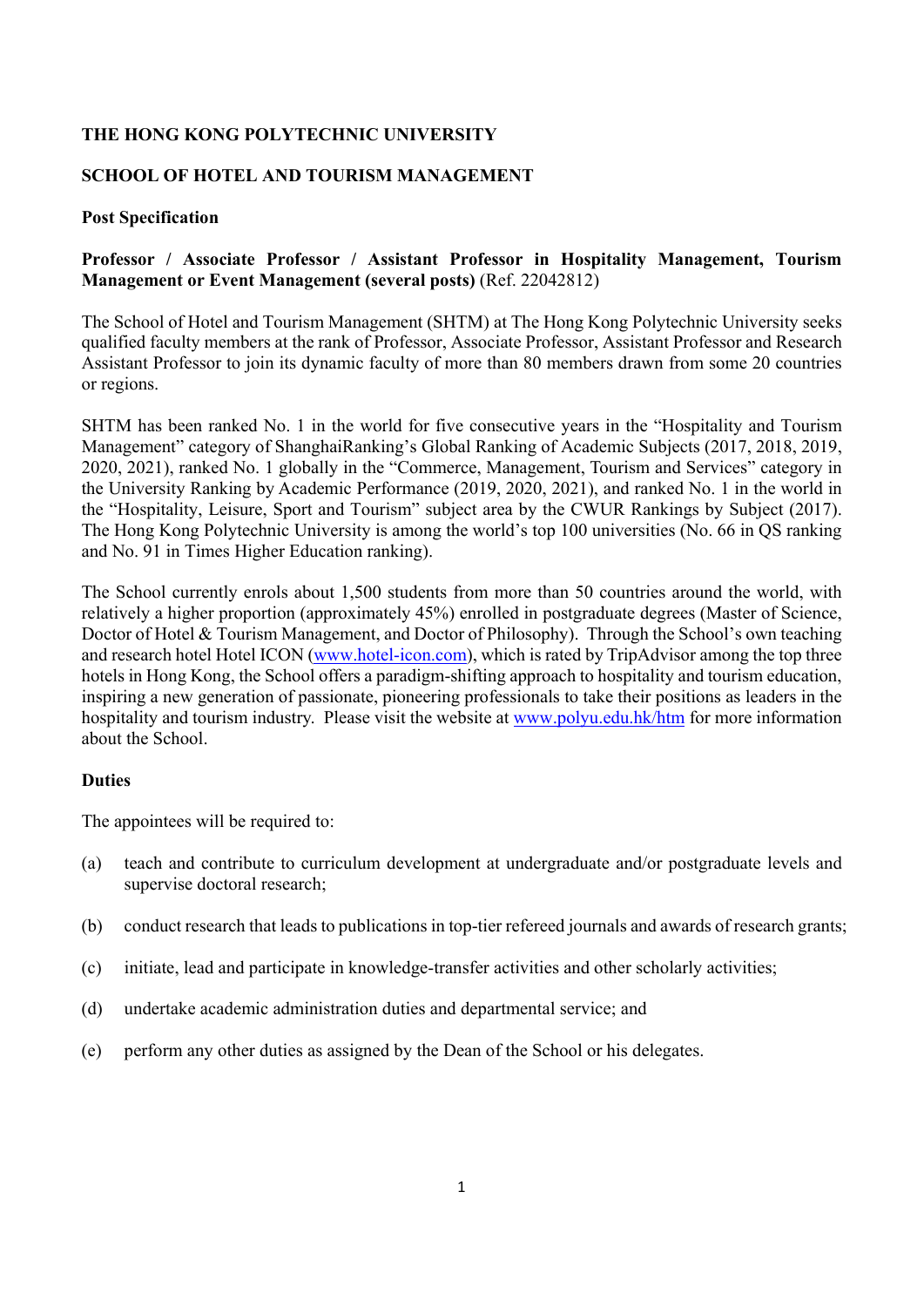**THE HONG KONG POLYTECHNIC UNIVERSITY**

**SCHOOL OF HOTEL AND TOURISM MANAGEMENT**

**Post Specification**

**Professor / Associate Professor / Assistant Professor in Hospitality Management, Tourism Management or Event Management (several posts)** (Ref. 22042812)

The School of Hotel and Tourism Management (SHTM) at The Hong Kong Polytechnic University seeks qualified faculty members at the rank of Professor, Associate Professor, Assistant Professor and Research Assistant Professor to join its dynamic faculty of more than 80 members drawn from some 20 countries or regions.

SHTM has been ranked No. 1 in the world for five consecutive years in the "Hospitality and Tourism Management" category of ShanghaiRanking's Global Ranking of Academic Subjects (2017, 2018, 2019, 2020, 2021), ranked No. 1 globally in the "Commerce, Management, Tourism and Services" category in the University Ranking by Academic Performance (2019, 2020, 2021), and ranked No. 1 in the world in the "Hospitality, Leisure, Sport and Tourism" subject area by the CWUR Rankings by Subject (2017). The Hong Kong Polytechnic University is among the world's top 100 universities (No. 66 in QS ranking and No. 91 in Times Higher Education ranking).

The School currently enrols about 1,500 students from more than 50 countries around the world, with relatively a higher proportion (approximately 45%) enrolled in postgraduate degrees (Master of Science, Doctor of Hotel & Tourism Management, and Doctor of Philosophy). Through the School's own teaching and research hotel Hotel ICON (www.hotel-icon.com), which is rated by TripAdvisor among the top three hotels in Hong Kong, the School offers a paradigm-shifting approach to hospitality and tourism education, inspiring a new generation of passionate, pioneering professionals to take their positions as leaders in the hospitality and tourism industry. Please visit the website at www.polyu.edu.hk/htm for more information about the School.

**Duties**

The appointees will be required to:

(a) teach and contribute to curriculum development at undergraduate and/or postgraduate levels and supervise doctoral research;

(b) conduct research that leads to publications in top-tier refereed journals and awards of research grants;

(c) initiate, lead and participate in knowledge-transfer activities and other scholarly activities;

(d) undertake academic administration duties and departmental service; and

(e) perform any other duties as assigned by the Dean of the School or his delegates.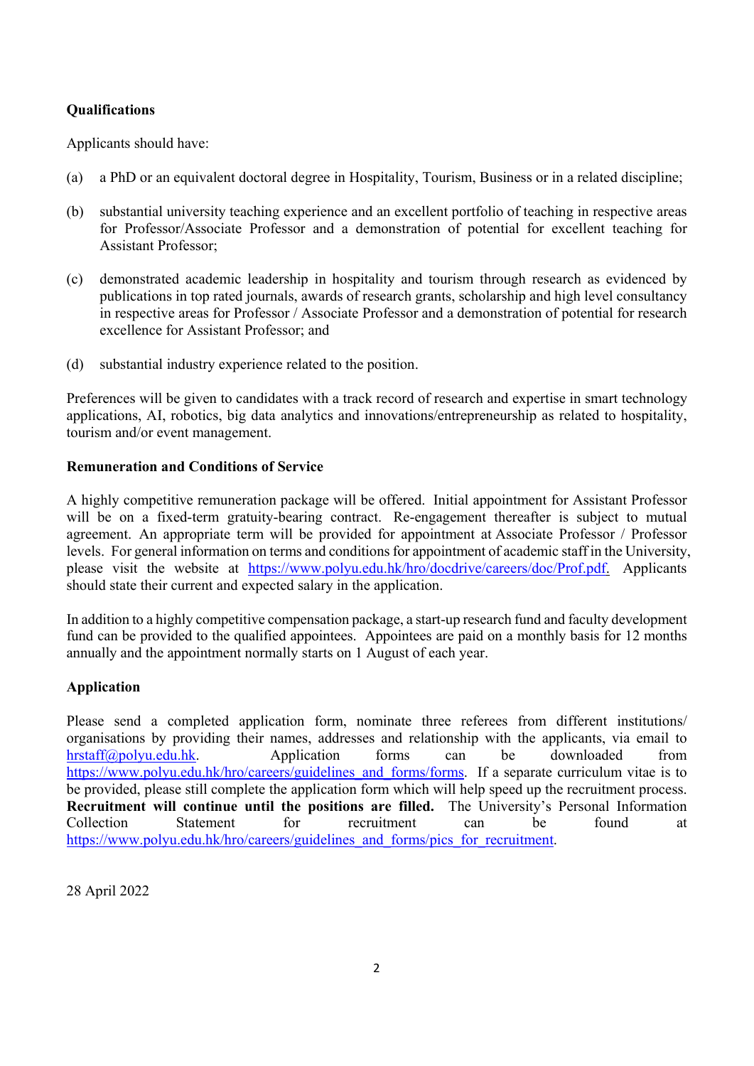**Qualifications**

Applicants should have:

(a) a PhD or an equivalent doctoral degree in Hospitality, Tourism, Business or in a related discipline;

(b) substantial university teaching experience and an excellent portfolio of teaching in respective areas for Professor/Associate Professor and a demonstration of potential for excellent teaching for Assistant Professor;

(c) demonstrated academic leadership in hospitality and tourism through research as evidenced by publications in top rated journals, awards of research grants, scholarship and high level consultancy in respective areas for Professor / Associate Professor and a demonstration of potential for research excellence for Assistant Professor; and

(d) substantial industry experience related to the position.

Preferences will be given to candidates with a track record of research and expertise in smart technology applications, AI, robotics, big data analytics and innovations/entrepreneurship as related to hospitality, tourism and/or event management.

**Remuneration and Conditions of Service**

A highly competitive remuneration package will be offered. Initial appointment for Assistant Professor will be on a fixed-term gratuity-bearing contract. Re-engagement thereafter is subject to mutual agreement. An appropriate term will be provided for appointment at Associate Professor / Professor levels. For general information on terms and conditions for appointment of academic staff in the University, please visit the website at https://www.polyu.edu.hk/hro/docdrive/careers/doc/Prof.pdf. Applicants should state their current and expected salary in the application.

In addition to a highly competitive compensation package, a start-up research fund and faculty development fund can be provided to the qualified appointees. Appointees are paid on a monthly basis for 12 months annually and the appointment normally starts on 1 August of each year.

**Application**

Please send a completed application form, nominate three referees from different institutions/ organisations by providing their names, addresses and relationship with the applicants, via email to hrstaff@polyu.edu.hk. Application forms can be downloaded from https://www.polyu.edu.hk/hro/careers/guidelines_and_forms/forms. If a separate curriculum vitae is to be provided, please still complete the application form which will help speed up the recruitment process. **Recruitment will continue until the positions are filled.** The University's Personal Information Collection Statement for recruitment can be found at https://www.polyu.edu.hk/hro/careers/guidelines_and_forms/pics_for_recruitment.

28 April 2022